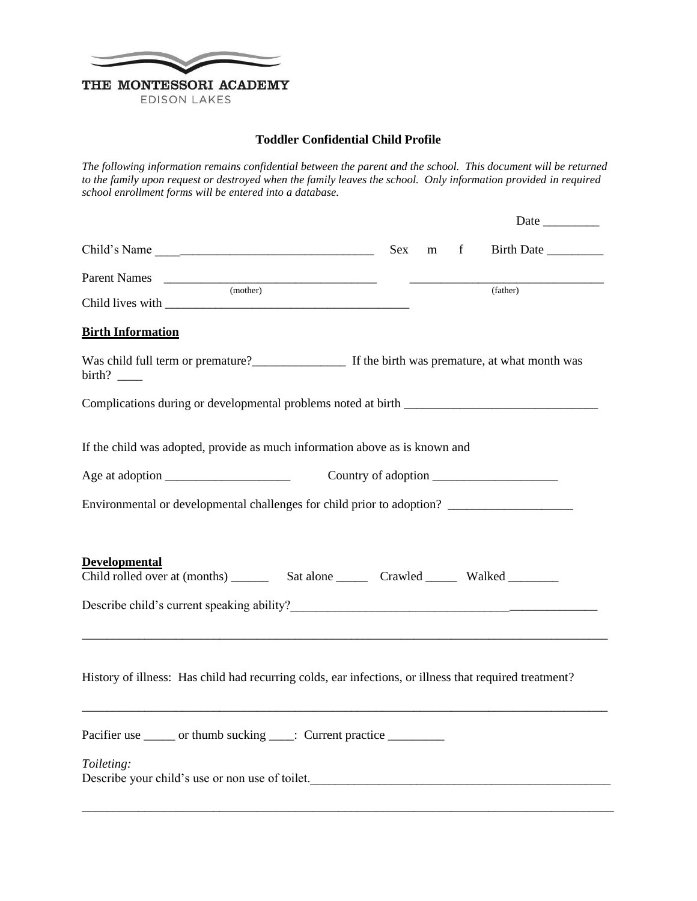THE MONTESSORI ACADEMY

EDISON LAKES

# Toddler Confidential Child Profile

*The following information remains confidential between the parent and the school. This document will be returned to the family upon request or destroyed when the family leaves the school. Only information provided in required school enrollment forms will be entered into a database.*

Date _________

Child's Name ________________________________ Sex m f Birth Date _________

Parent Names __________________________________ (mother) ________________________________ (father)

Child lives with ________________________________________

## Birth Information

Was child full term or premature?_______________ If the birth was premature, at what month was birth? ____

Complications during or developmental problems noted at birth _______________________________

If the child was adopted, provide as much information above as is known and

Age at adoption ____________________ Country of adoption ____________________

Environmental or developmental challenges for child prior to adoption? ____________________

## Developmental

Child rolled over at (months) ______ Sat alone _____ Crawled _____ Walked ________

Describe child's current speaking ability?________________________________________________

_____________________________________________________________________________________

History of illness: Has child had recurring colds, ear infections, or illness that required treatment?

_____________________________________________________________________________________

Pacifier use _____ or thumb sucking ____: Current practice _________

*Toileting:*

Describe your child's use or non use of toilet.__________________________________________________

_____________________________________________________________________________________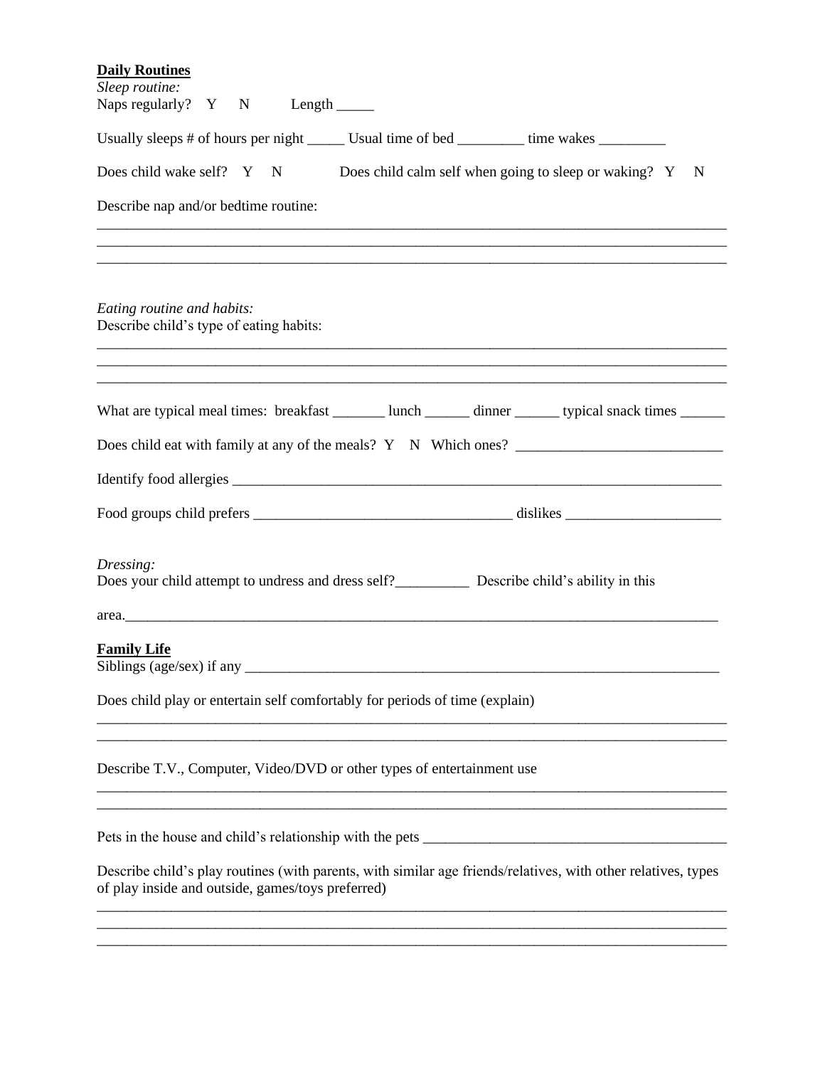**Daily Routines**

*Sleep routine:*

Naps regularly? Y N Length _____

Usually sleeps # of hours per night _____ Usual time of bed _________ time wakes _________

Does child wake self? Y N Does child calm self when going to sleep or waking? Y N

Describe nap and/or bedtime routine:

_______________________________________________________________________________________

_______________________________________________________________________________________

_______________________________________________________________________________________

*Eating routine and habits:*

Describe child's type of eating habits:

_______________________________________________________________________________________

_______________________________________________________________________________________

_______________________________________________________________________________________

What are typical meal times: breakfast _______ lunch ______ dinner ______ typical snack times ______

Does child eat with family at any of the meals? Y N Which ones? ___________________________

Identify food allergies ____________________________________________________________________

Food groups child prefers __________________________________ dislikes ____________________

*Dressing:*

Does your child attempt to undress and dress self?__________ Describe child's ability in this area.__________________________________________________________________________________

**Family Life**

Siblings (age/sex) if any ___________________________________________________________________

Does child play or entertain self comfortably for periods of time (explain)

_______________________________________________________________________________________

_______________________________________________________________________________________

Describe T.V., Computer, Video/DVD or other types of entertainment use

_______________________________________________________________________________________

_______________________________________________________________________________________

Pets in the house and child's relationship with the pets _________________________________________

Describe child's play routines (with parents, with similar age friends/relatives, with other relatives, types of play inside and outside, games/toys preferred)

_______________________________________________________________________________________

_______________________________________________________________________________________

_______________________________________________________________________________________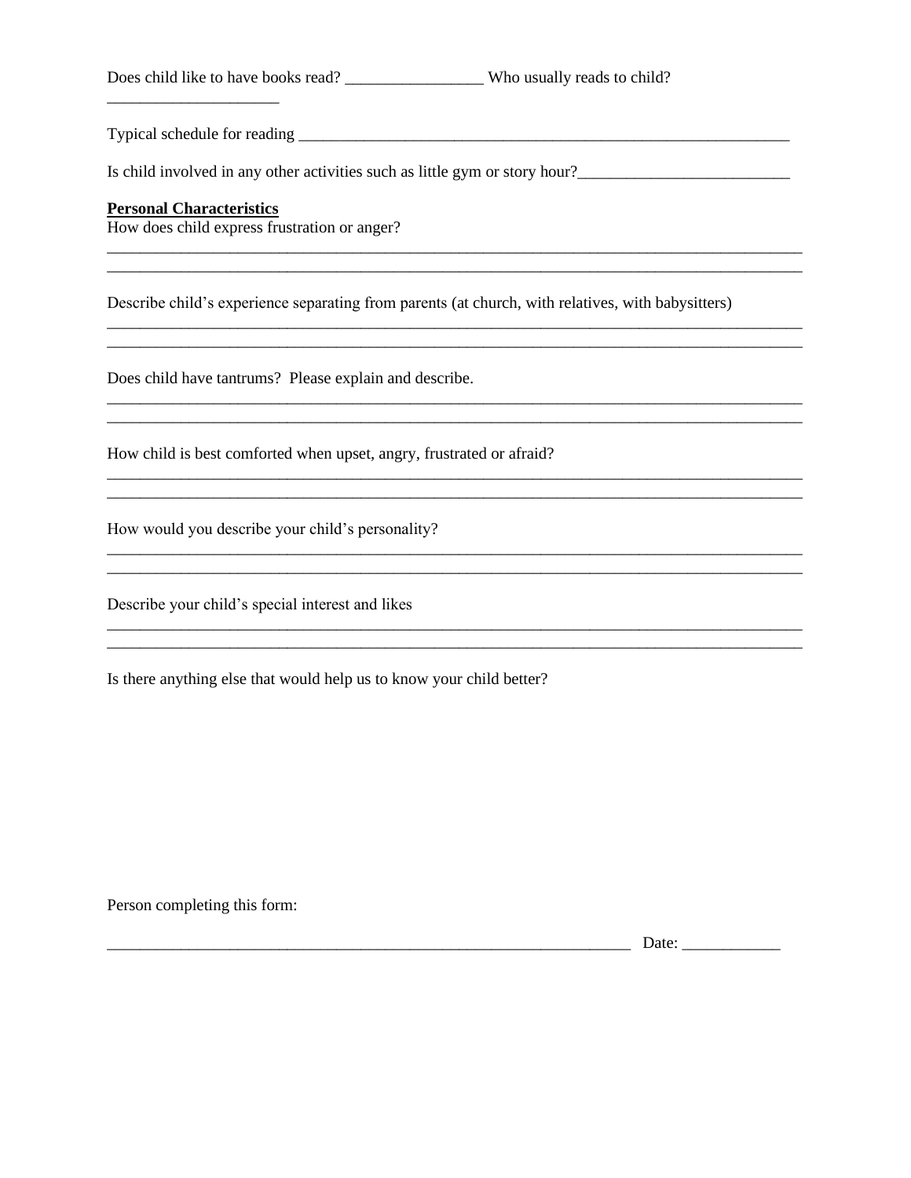Does child like to have books read? _________________ Who usually reads to child? _____________________

Typical schedule for reading _______________________________________________________________

Is child involved in any other activities such as little gym or story hour?__________________________

**Personal Characteristics**

How does child express frustration or anger?

_____________________________________________________________________________________
_____________________________________________________________________________________

Describe child's experience separating from parents (at church, with relatives, with babysitters)

_____________________________________________________________________________________
_____________________________________________________________________________________

Does child have tantrums? Please explain and describe.

_____________________________________________________________________________________
_____________________________________________________________________________________

How child is best comforted when upset, angry, frustrated or afraid?

_____________________________________________________________________________________
_____________________________________________________________________________________

How would you describe your child's personality?

_____________________________________________________________________________________
_____________________________________________________________________________________

Describe your child's special interest and likes

_____________________________________________________________________________________
_____________________________________________________________________________________

Is there anything else that would help us to know your child better?

Person completing this form:

____________________________________________________________________ Date: ____________